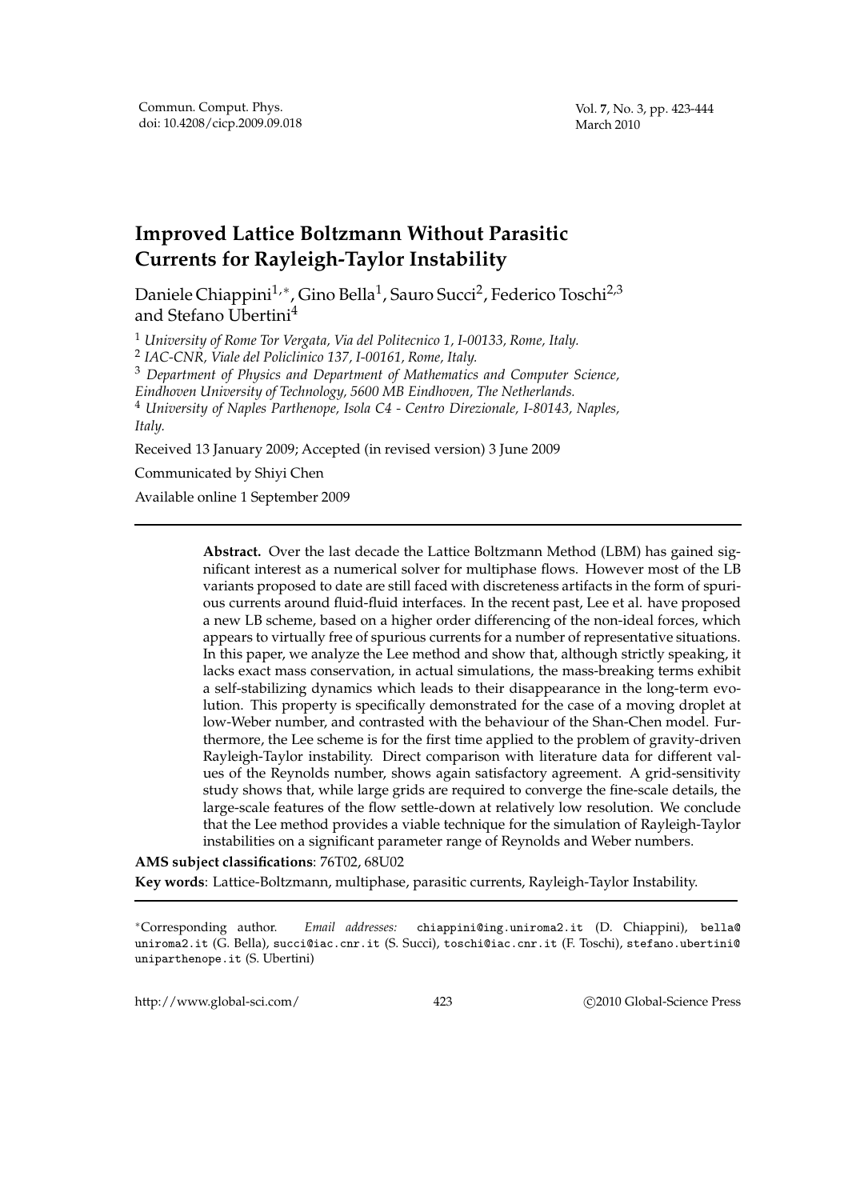# Improved Lattice Boltzmann Without Parasitic Currents for Rayleigh-Taylor Instability

Daniele Chiappini[1,*], Gino Bella[1], Sauro Succi[2], Federico Toschi[2,3] and Stefano Ubertini[4]

[1] *University of Rome Tor Vergata, Via del Politecnico 1, I-00133, Rome, Italy.*

[2] *IAC-CNR, Viale del Policlinico 137, I-00161, Rome, Italy.*

[3] *Department of Physics and Department of Mathematics and Computer Science, Eindhoven University of Technology, 5600 MB Eindhoven, The Netherlands.*

[4] *University of Naples Parthenope, Isola C4 - Centro Direzionale, I-80143, Naples, Italy.*

Received 13 January 2009; Accepted (in revised version) 3 June 2009

Communicated by Shiyi Chen

Available online 1 September 2009

---

**Abstract.** Over the last decade the Lattice Boltzmann Method (LBM) has gained significant interest as a numerical solver for multiphase flows. However most of the LB variants proposed to date are still faced with discreteness artifacts in the form of spurious currents around fluid-fluid interfaces. In the recent past, Lee et al. have proposed a new LB scheme, based on a higher order differencing of the non-ideal forces, which appears to virtually free of spurious currents for a number of representative situations. In this paper, we analyze the Lee method and show that, although strictly speaking, it lacks exact mass conservation, in actual simulations, the mass-breaking terms exhibit a self-stabilizing dynamics which leads to their disappearance in the long-term evolution. This property is specifically demonstrated for the case of a moving droplet at low-Weber number, and contrasted with the behaviour of the Shan-Chen model. Furthermore, the Lee scheme is for the first time applied to the problem of gravity-driven Rayleigh-Taylor instability. Direct comparison with literature data for different values of the Reynolds number, shows again satisfactory agreement. A grid-sensitivity study shows that, while large grids are required to converge the fine-scale details, the large-scale features of the flow settle-down at relatively low resolution. We conclude that the Lee method provides a viable technique for the simulation of Rayleigh-Taylor instabilities on a significant parameter range of Reynolds and Weber numbers.

**AMS subject classifications**: 76T02, 68U02

**Key words**: Lattice-Boltzmann, multiphase, parasitic currents, Rayleigh-Taylor Instability.

---

*Corresponding author. *Email addresses:* chiappini@ing.uniroma2.it (D. Chiappini), bella@uniroma2.it (G. Bella), succi@iac.cnr.it (S. Succi), toschi@iac.cnr.it (F. Toschi), stefano.ubertini@uniparthenope.it (S. Ubertini)

http://www.global-sci.com/ ©2010 Global-Science Press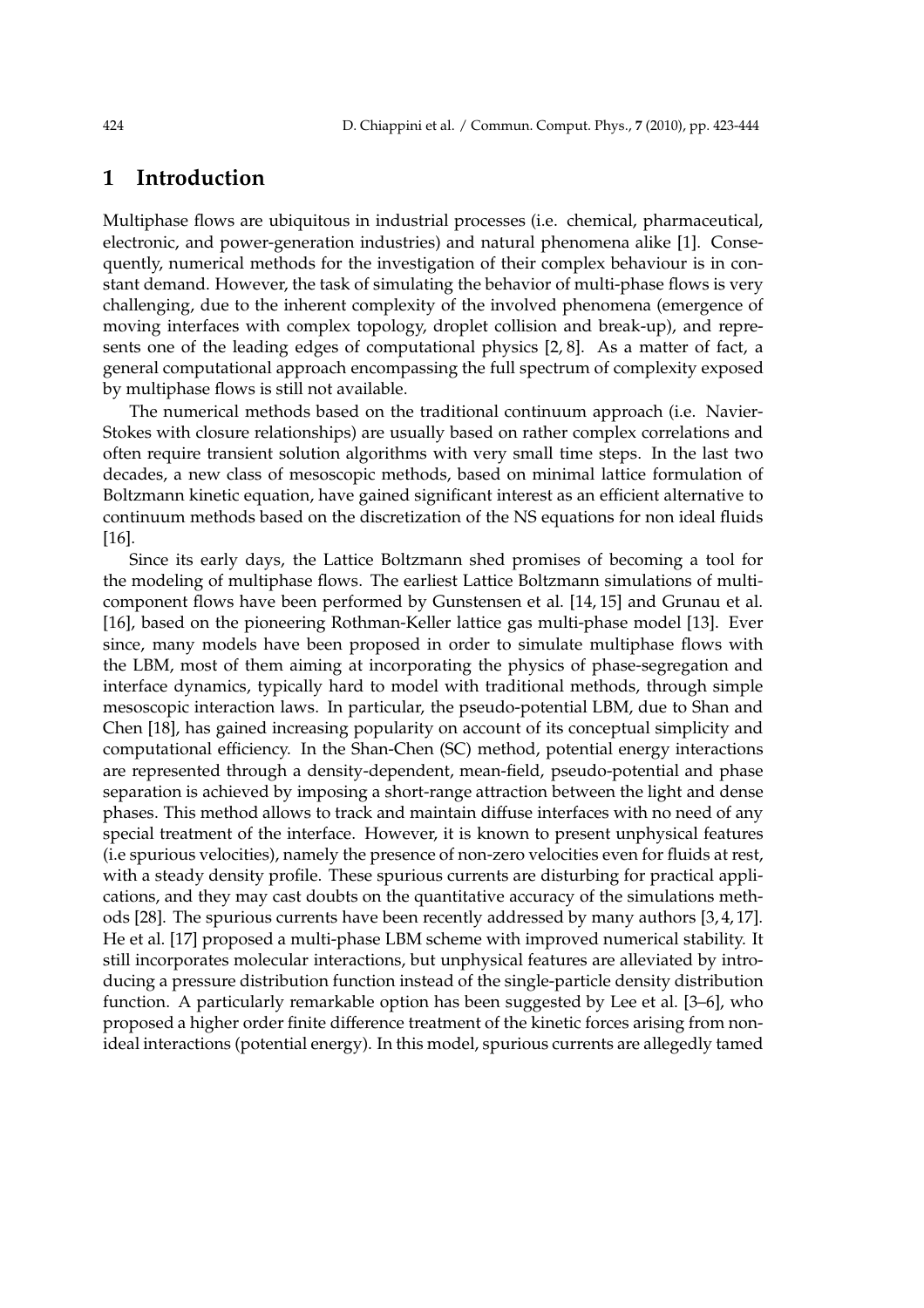# 1 Introduction

Multiphase flows are ubiquitous in industrial processes (i.e. chemical, pharmaceutical, electronic, and power-generation industries) and natural phenomena alike [1]. Consequently, numerical methods for the investigation of their complex behaviour is in constant demand. However, the task of simulating the behavior of multi-phase flows is very challenging, due to the inherent complexity of the involved phenomena (emergence of moving interfaces with complex topology, droplet collision and break-up), and represents one of the leading edges of computational physics [2, 8]. As a matter of fact, a general computational approach encompassing the full spectrum of complexity exposed by multiphase flows is still not available.

The numerical methods based on the traditional continuum approach (i.e. Navier-Stokes with closure relationships) are usually based on rather complex correlations and often require transient solution algorithms with very small time steps. In the last two decades, a new class of mesoscopic methods, based on minimal lattice formulation of Boltzmann kinetic equation, have gained significant interest as an efficient alternative to continuum methods based on the discretization of the NS equations for non ideal fluids [16].

Since its early days, the Lattice Boltzmann shed promises of becoming a tool for the modeling of multiphase flows. The earliest Lattice Boltzmann simulations of multicomponent flows have been performed by Gunstensen et al. [14, 15] and Grunau et al. [16], based on the pioneering Rothman-Keller lattice gas multi-phase model [13]. Ever since, many models have been proposed in order to simulate multiphase flows with the LBM, most of them aiming at incorporating the physics of phase-segregation and interface dynamics, typically hard to model with traditional methods, through simple mesoscopic interaction laws. In particular, the pseudo-potential LBM, due to Shan and Chen [18], has gained increasing popularity on account of its conceptual simplicity and computational efficiency. In the Shan-Chen (SC) method, potential energy interactions are represented through a density-dependent, mean-field, pseudo-potential and phase separation is achieved by imposing a short-range attraction between the light and dense phases. This method allows to track and maintain diffuse interfaces with no need of any special treatment of the interface. However, it is known to present unphysical features (i.e spurious velocities), namely the presence of non-zero velocities even for fluids at rest, with a steady density profile. These spurious currents are disturbing for practical applications, and they may cast doubts on the quantitative accuracy of the simulations methods [28]. The spurious currents have been recently addressed by many authors [3, 4, 17]. He et al. [17] proposed a multi-phase LBM scheme with improved numerical stability. It still incorporates molecular interactions, but unphysical features are alleviated by introducing a pressure distribution function instead of the single-particle density distribution function. A particularly remarkable option has been suggested by Lee et al. [3–6], who proposed a higher order finite difference treatment of the kinetic forces arising from non-ideal interactions (potential energy). In this model, spurious currents are allegedly tamed